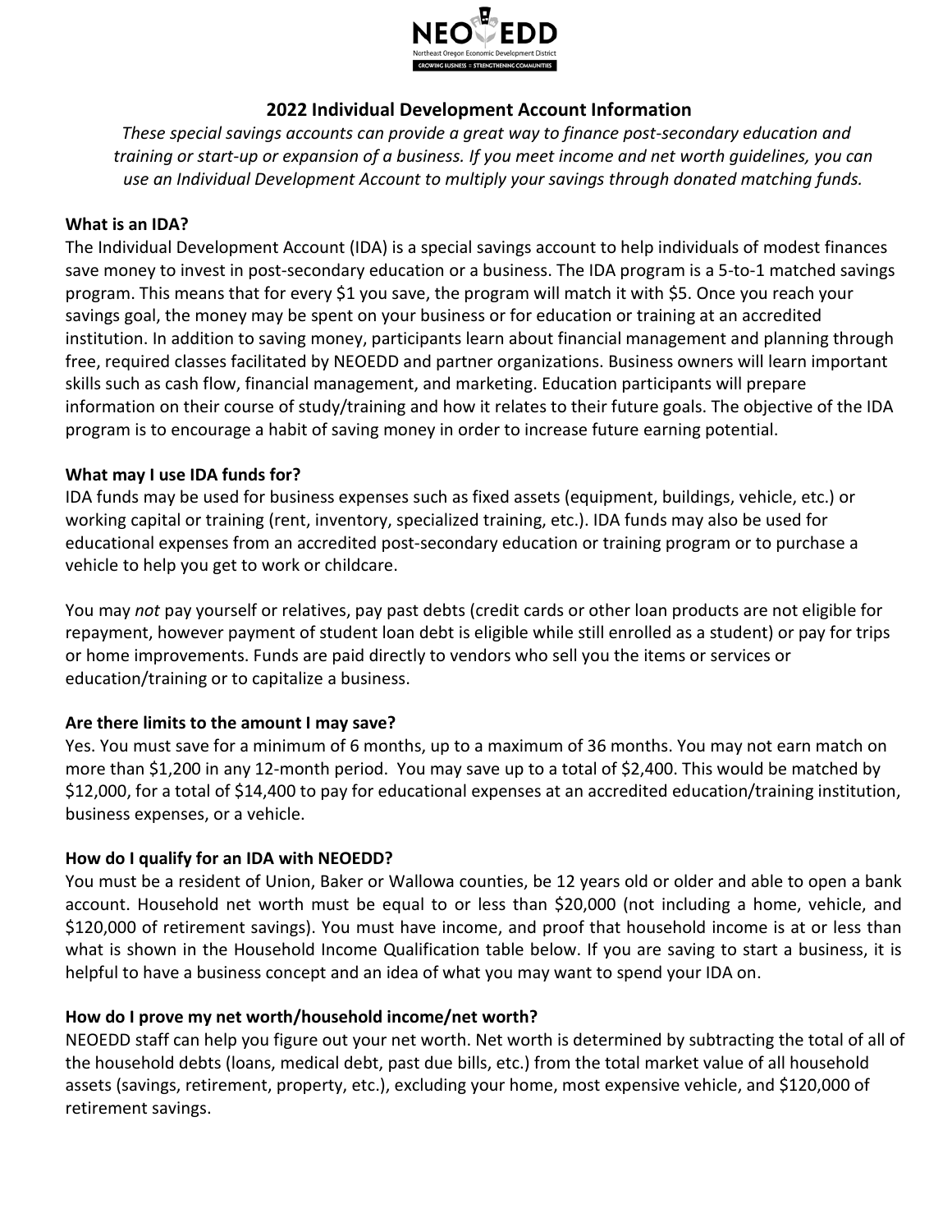# 2022 Individual Development Account Information

*These special savings accounts can provide a great way to finance post-secondary education and training or start-up or expansion of a business. If you meet income and net worth guidelines, you can use an Individual Development Account to multiply your savings through donated matching funds.*

**What is an IDA?**

The Individual Development Account (IDA) is a special savings account to help individuals of modest finances save money to invest in post-secondary education or a business. The IDA program is a 5-to-1 matched savings program. This means that for every $1 you save, the program will match it with $5. Once you reach your savings goal, the money may be spent on your business or for education or training at an accredited institution. In addition to saving money, participants learn about financial management and planning through free, required classes facilitated by NEOEDD and partner organizations. Business owners will learn important skills such as cash flow, financial management, and marketing. Education participants will prepare information on their course of study/training and how it relates to their future goals. The objective of the IDA program is to encourage a habit of saving money in order to increase future earning potential.

**What may I use IDA funds for?**

IDA funds may be used for business expenses such as fixed assets (equipment, buildings, vehicle, etc.) or working capital or training (rent, inventory, specialized training, etc.). IDA funds may also be used for educational expenses from an accredited post-secondary education or training program or to purchase a vehicle to help you get to work or childcare.

You may *not* pay yourself or relatives, pay past debts (credit cards or other loan products are not eligible for repayment, however payment of student loan debt is eligible while still enrolled as a student) or pay for trips or home improvements. Funds are paid directly to vendors who sell you the items or services or education/training or to capitalize a business.

**Are there limits to the amount I may save?**

Yes. You must save for a minimum of 6 months, up to a maximum of 36 months. You may not earn match on more than $1,200 in any 12-month period. You may save up to a total of $2,400. This would be matched by $12,000, for a total of $14,400 to pay for educational expenses at an accredited education/training institution, business expenses, or a vehicle.

**How do I qualify for an IDA with NEOEDD?**

You must be a resident of Union, Baker or Wallowa counties, be 12 years old or older and able to open a bank account. Household net worth must be equal to or less than $20,000 (not including a home, vehicle, and $120,000 of retirement savings). You must have income, and proof that household income is at or less than what is shown in the Household Income Qualification table below. If you are saving to start a business, it is helpful to have a business concept and an idea of what you may want to spend your IDA on.

**How do I prove my net worth/household income/net worth?**

NEOEDD staff can help you figure out your net worth. Net worth is determined by subtracting the total of all of the household debts (loans, medical debt, past due bills, etc.) from the total market value of all household assets (savings, retirement, property, etc.), excluding your home, most expensive vehicle, and $120,000 of retirement savings.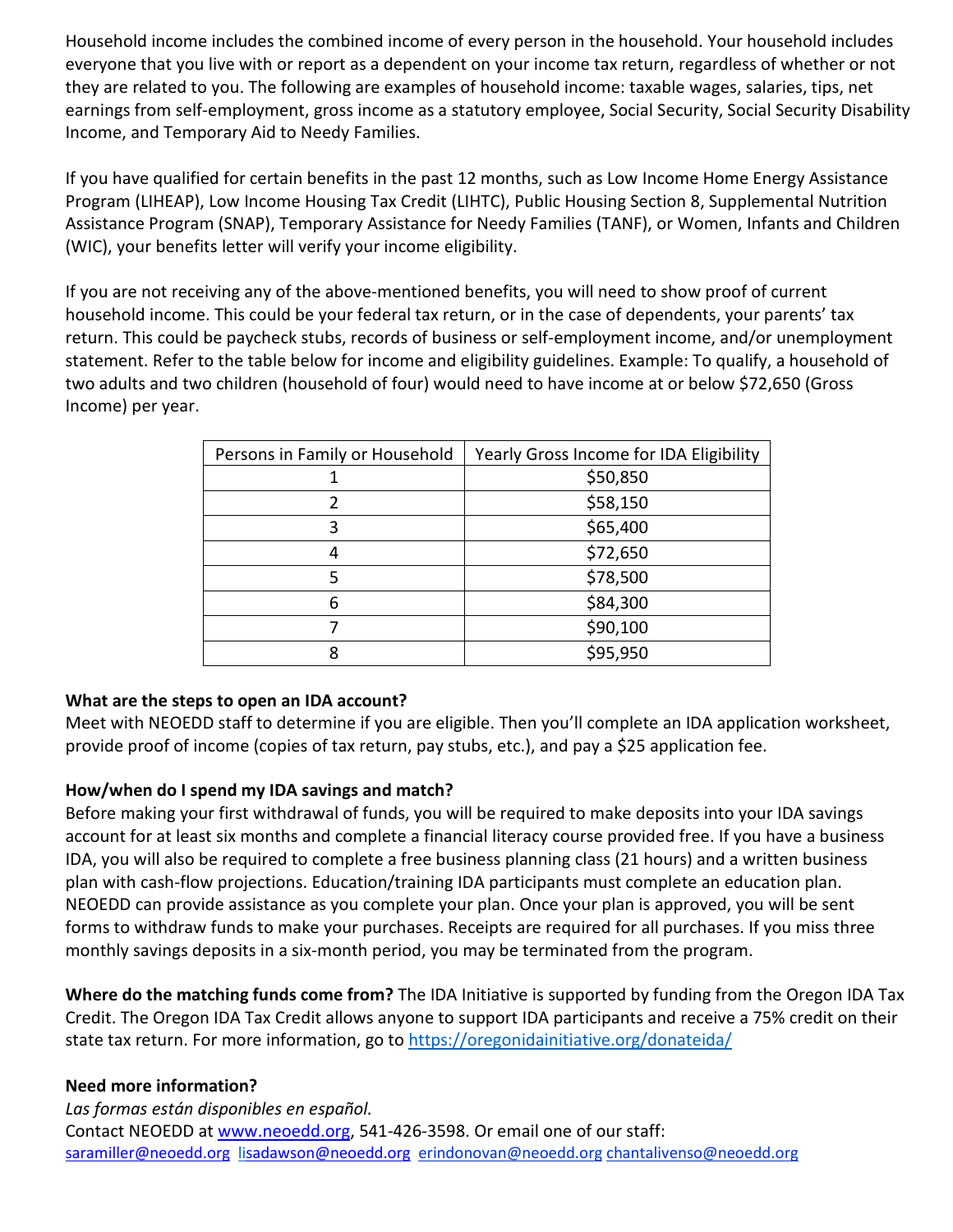Household income includes the combined income of every person in the household. Your household includes everyone that you live with or report as a dependent on your income tax return, regardless of whether or not they are related to you. The following are examples of household income: taxable wages, salaries, tips, net earnings from self-employment, gross income as a statutory employee, Social Security, Social Security Disability Income, and Temporary Aid to Needy Families.

If you have qualified for certain benefits in the past 12 months, such as Low Income Home Energy Assistance Program (LIHEAP), Low Income Housing Tax Credit (LIHTC), Public Housing Section 8, Supplemental Nutrition Assistance Program (SNAP), Temporary Assistance for Needy Families (TANF), or Women, Infants and Children (WIC), your benefits letter will verify your income eligibility.

If you are not receiving any of the above-mentioned benefits, you will need to show proof of current household income. This could be your federal tax return, or in the case of dependents, your parents' tax return. This could be paycheck stubs, records of business or self-employment income, and/or unemployment statement. Refer to the table below for income and eligibility guidelines. Example: To qualify, a household of two adults and two children (household of four) would need to have income at or below $72,650 (Gross Income) per year.

| Persons in Family or Household | Yearly Gross Income for IDA Eligibility |
|---|---|
| 1 | $50,850 |
| 2 | $58,150 |
| 3 | $65,400 |
| 4 | $72,650 |
| 5 | $78,500 |
| 6 | $84,300 |
| 7 | $90,100 |
| 8 | $95,950 |

**What are the steps to open an IDA account?**
Meet with NEOEDD staff to determine if you are eligible. Then you'll complete an IDA application worksheet, provide proof of income (copies of tax return, pay stubs, etc.), and pay a $25 application fee.

**How/when do I spend my IDA savings and match?**
Before making your first withdrawal of funds, you will be required to make deposits into your IDA savings account for at least six months and complete a financial literacy course provided free. If you have a business IDA, you will also be required to complete a free business planning class (21 hours) and a written business plan with cash-flow projections. Education/training IDA participants must complete an education plan. NEOEDD can provide assistance as you complete your plan. Once your plan is approved, you will be sent forms to withdraw funds to make your purchases. Receipts are required for all purchases. If you miss three monthly savings deposits in a six-month period, you may be terminated from the program.

**Where do the matching funds come from?** The IDA Initiative is supported by funding from the Oregon IDA Tax Credit. The Oregon IDA Tax Credit allows anyone to support IDA participants and receive a 75% credit on their state tax return. For more information, go to https://oregonidainitiative.org/donateida/

**Need more information?**
*Las formas están disponibles en español.*
Contact NEOEDD at www.neoedd.org, 541-426-3598. Or email one of our staff:
saramiller@neoedd.org lisadawson@neoedd.org erindonovan@neoedd.org chantalivenso@neoedd.org